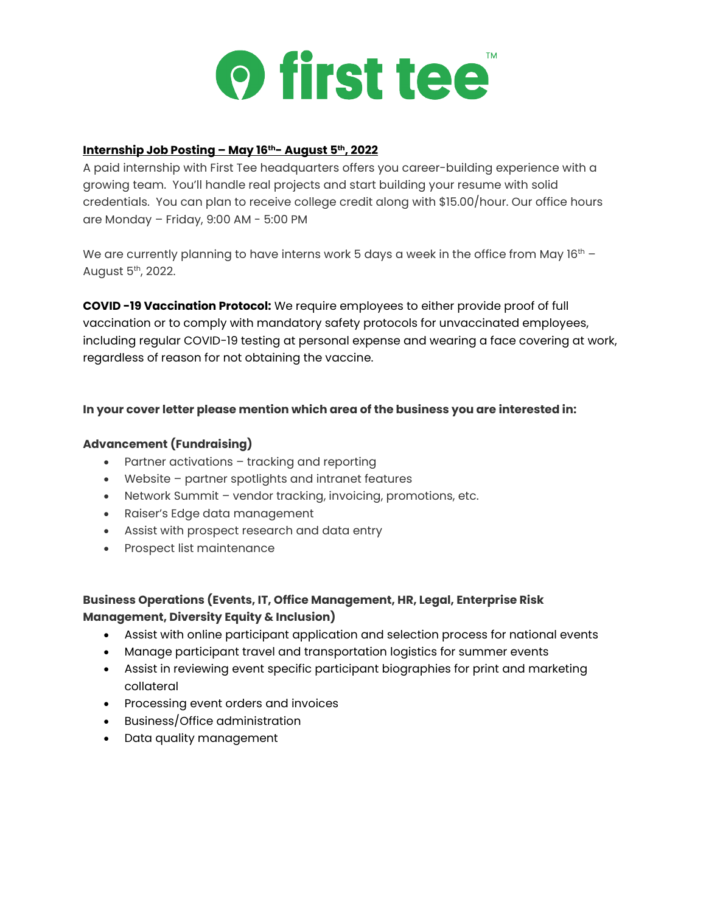# first tee™

**Internship Job Posting – May 16th- August 5th, 2022**

A paid internship with First Tee headquarters offers you career-building experience with a growing team. You'll handle real projects and start building your resume with solid credentials. You can plan to receive college credit along with $15.00/hour. Our office hours are Monday – Friday, 9:00 AM - 5:00 PM

We are currently planning to have interns work 5 days a week in the office from May 16th – August 5th, 2022.

**COVID -19 Vaccination Protocol:** We require employees to either provide proof of full vaccination or to comply with mandatory safety protocols for unvaccinated employees, including regular COVID-19 testing at personal expense and wearing a face covering at work, regardless of reason for not obtaining the vaccine.

**In your cover letter please mention which area of the business you are interested in:**

**Advancement (Fundraising)**

- Partner activations – tracking and reporting
- Website – partner spotlights and intranet features
- Network Summit – vendor tracking, invoicing, promotions, etc.
- Raiser's Edge data management
- Assist with prospect research and data entry
- Prospect list maintenance

**Business Operations (Events, IT, Office Management, HR, Legal, Enterprise Risk Management, Diversity Equity & Inclusion)**

- Assist with online participant application and selection process for national events
- Manage participant travel and transportation logistics for summer events
- Assist in reviewing event specific participant biographies for print and marketing collateral
- Processing event orders and invoices
- Business/Office administration
- Data quality management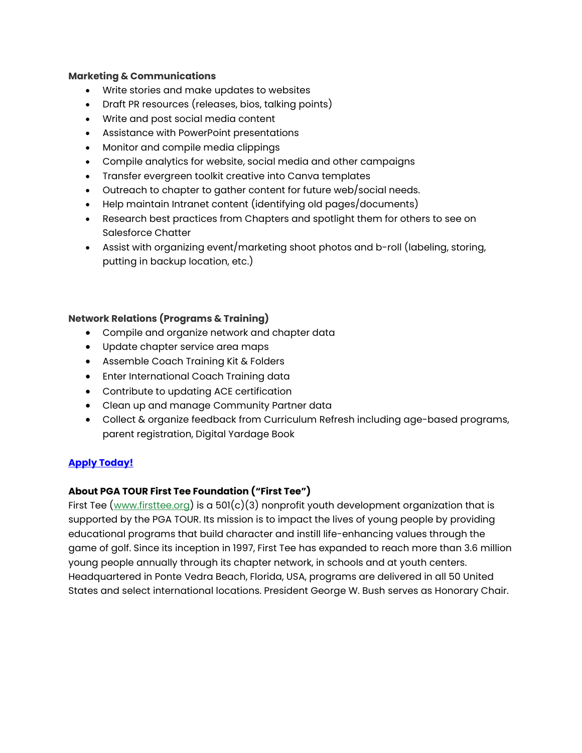**Marketing & Communications**

- Write stories and make updates to websites
- Draft PR resources (releases, bios, talking points)
- Write and post social media content
- Assistance with PowerPoint presentations
- Monitor and compile media clippings
- Compile analytics for website, social media and other campaigns
- Transfer evergreen toolkit creative into Canva templates
- Outreach to chapter to gather content for future web/social needs.
- Help maintain Intranet content (identifying old pages/documents)
- Research best practices from Chapters and spotlight them for others to see on Salesforce Chatter
- Assist with organizing event/marketing shoot photos and b-roll (labeling, storing, putting in backup location, etc.)

**Network Relations (Programs & Training)**

- Compile and organize network and chapter data
- Update chapter service area maps
- Assemble Coach Training Kit & Folders
- Enter International Coach Training data
- Contribute to updating ACE certification
- Clean up and manage Community Partner data
- Collect & organize feedback from Curriculum Refresh including age-based programs, parent registration, Digital Yardage Book

**Apply Today!**

**About PGA TOUR First Tee Foundation ("First Tee")**

First Tee (www.firsttee.org) is a 501(c)(3) nonprofit youth development organization that is supported by the PGA TOUR. Its mission is to impact the lives of young people by providing educational programs that build character and instill life-enhancing values through the game of golf. Since its inception in 1997, First Tee has expanded to reach more than 3.6 million young people annually through its chapter network, in schools and at youth centers. Headquartered in Ponte Vedra Beach, Florida, USA, programs are delivered in all 50 United States and select international locations. President George W. Bush serves as Honorary Chair.